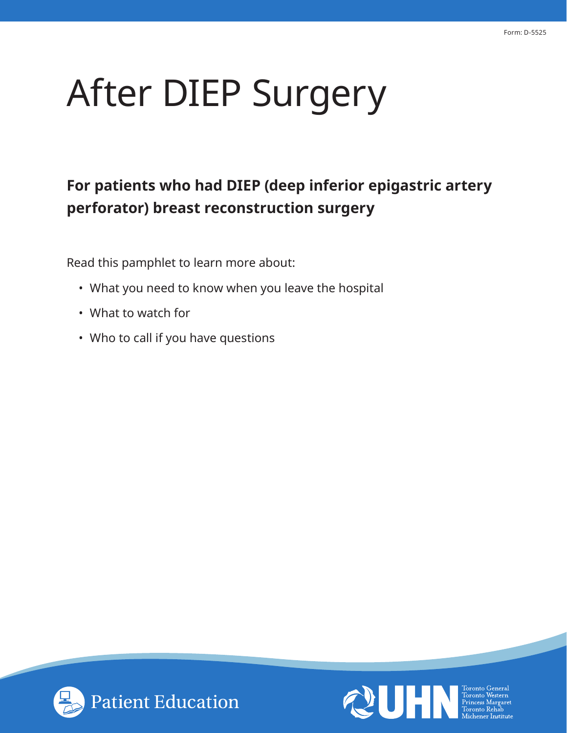Form: D-5525

# After DIEP Surgery

## For patients who had DIEP (deep inferior epigastric artery perforator) breast reconstruction surgery

Read this pamphlet to learn more about:

- What you need to know when you leave the hospital
- What to watch for
- Who to call if you have questions

Patient Education

UHN Toronto General Toronto Western Princess Margaret Toronto Rehab Michener Institute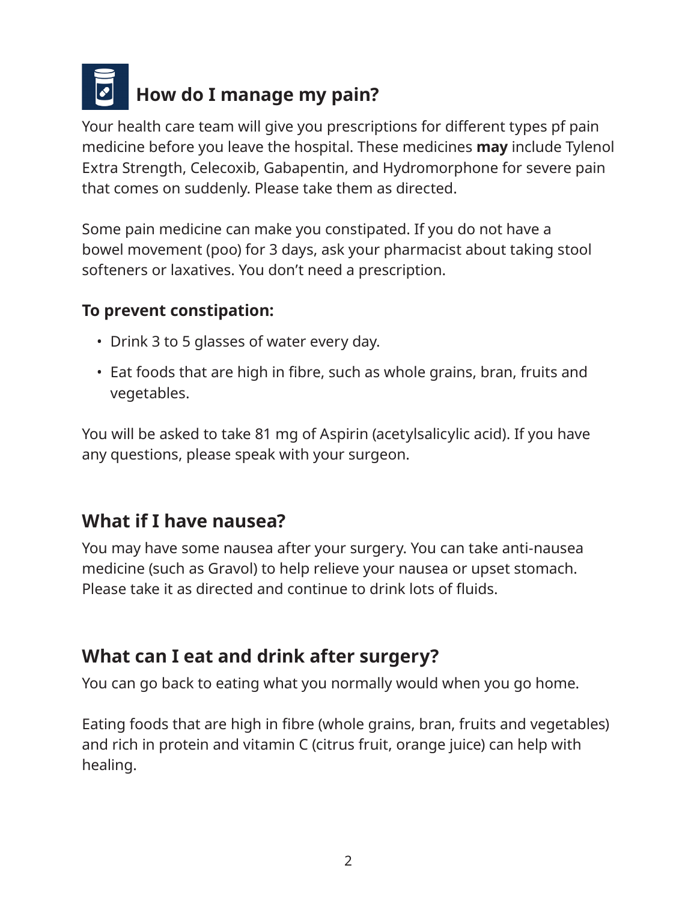## How do I manage my pain?

Your health care team will give you prescriptions for different types pf pain medicine before you leave the hospital. These medicines **may** include Tylenol Extra Strength, Celecoxib, Gabapentin, and Hydromorphone for severe pain that comes on suddenly. Please take them as directed.

Some pain medicine can make you constipated. If you do not have a bowel movement (poo) for 3 days, ask your pharmacist about taking stool softeners or laxatives. You don't need a prescription.

**To prevent constipation:**

- Drink 3 to 5 glasses of water every day.
- Eat foods that are high in fibre, such as whole grains, bran, fruits and vegetables.

You will be asked to take 81 mg of Aspirin (acetylsalicylic acid). If you have any questions, please speak with your surgeon.

## What if I have nausea?

You may have some nausea after your surgery. You can take anti-nausea medicine (such as Gravol) to help relieve your nausea or upset stomach. Please take it as directed and continue to drink lots of fluids.

## What can I eat and drink after surgery?

You can go back to eating what you normally would when you go home.

Eating foods that are high in fibre (whole grains, bran, fruits and vegetables) and rich in protein and vitamin C (citrus fruit, orange juice) can help with healing.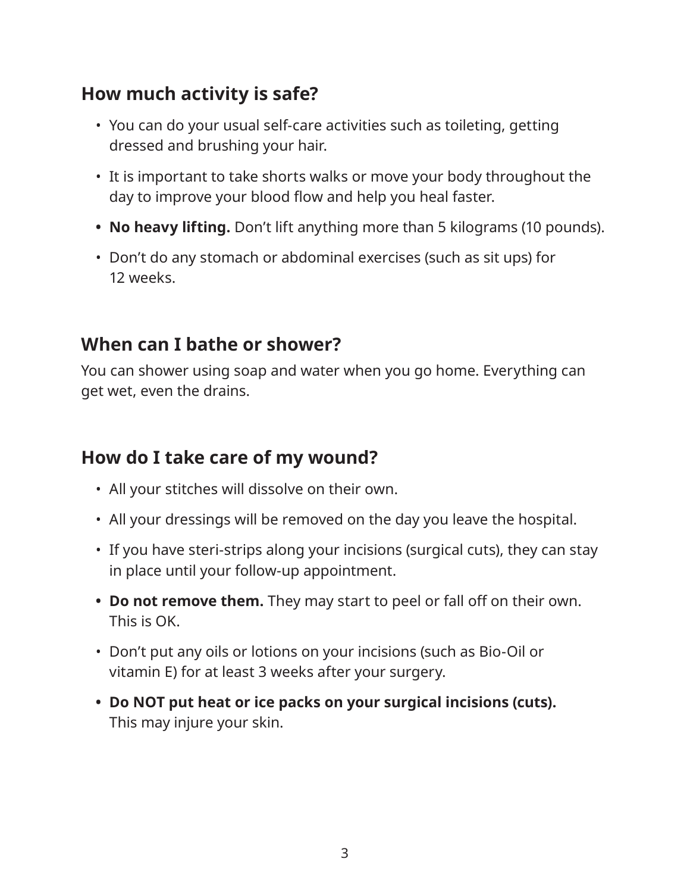## How much activity is safe?

- You can do your usual self-care activities such as toileting, getting dressed and brushing your hair.
- It is important to take shorts walks or move your body throughout the day to improve your blood flow and help you heal faster.
- **No heavy lifting.** Don't lift anything more than 5 kilograms (10 pounds).
- Don't do any stomach or abdominal exercises (such as sit ups) for 12 weeks.

## When can I bathe or shower?

You can shower using soap and water when you go home. Everything can get wet, even the drains.

## How do I take care of my wound?

- All your stitches will dissolve on their own.
- All your dressings will be removed on the day you leave the hospital.
- If you have steri-strips along your incisions (surgical cuts), they can stay in place until your follow-up appointment.
- **Do not remove them.** They may start to peel or fall off on their own. This is OK.
- Don't put any oils or lotions on your incisions (such as Bio-Oil or vitamin E) for at least 3 weeks after your surgery.
- **Do NOT put heat or ice packs on your surgical incisions (cuts).** This may injure your skin.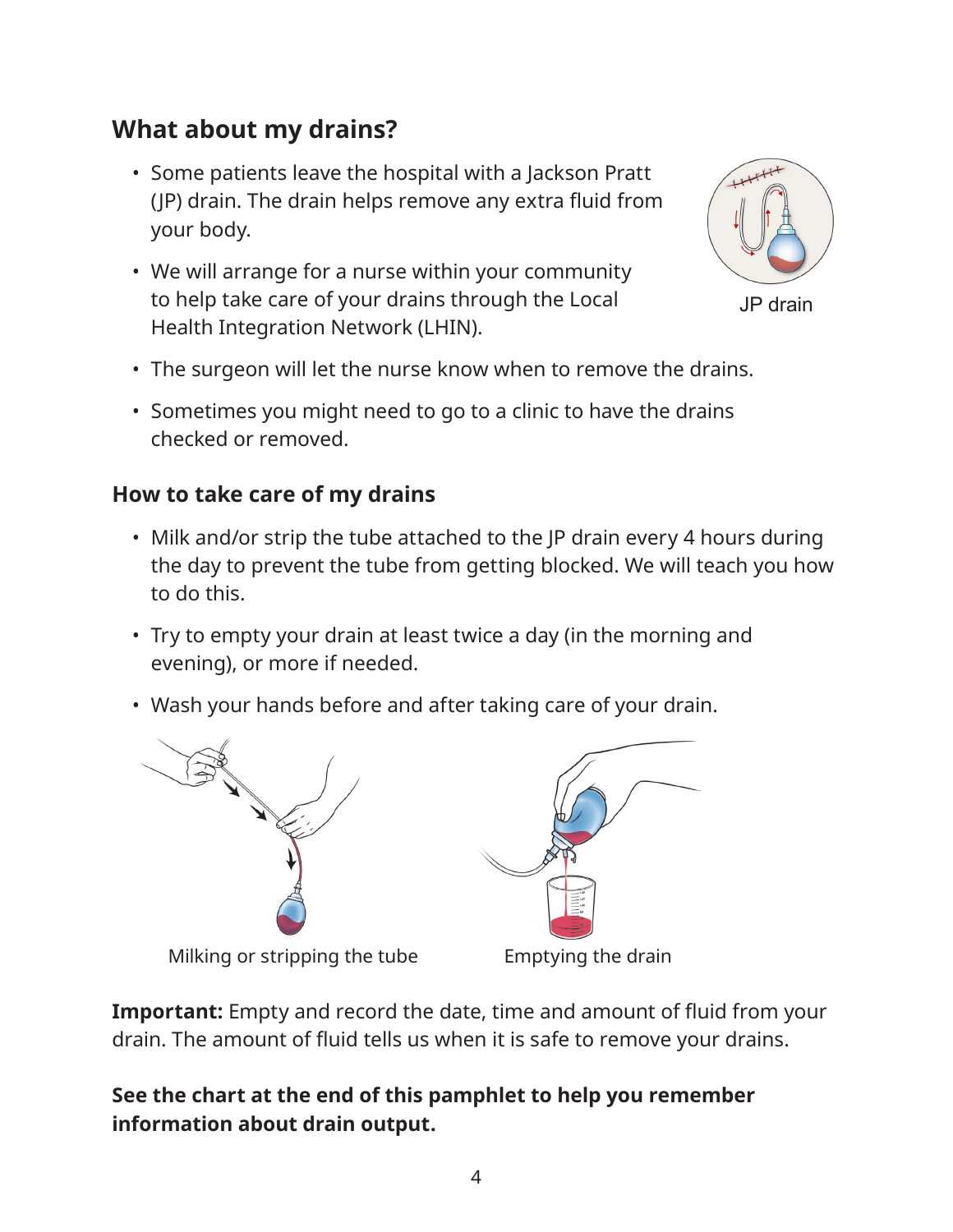## What about my drains?

- Some patients leave the hospital with a Jackson Pratt (JP) drain. The drain helps remove any extra fluid from your body.
- We will arrange for a nurse within your community to help take care of your drains through the Local Health Integration Network (LHIN).
- The surgeon will let the nurse know when to remove the drains.
- Sometimes you might need to go to a clinic to have the drains checked or removed.

JP drain

### How to take care of my drains

- Milk and/or strip the tube attached to the JP drain every 4 hours during the day to prevent the tube from getting blocked. We will teach you how to do this.
- Try to empty your drain at least twice a day (in the morning and evening), or more if needed.
- Wash your hands before and after taking care of your drain.

Milking or stripping the tube

Emptying the drain

**Important:** Empty and record the date, time and amount of fluid from your drain. The amount of fluid tells us when it is safe to remove your drains.

**See the chart at the end of this pamphlet to help you remember information about drain output.**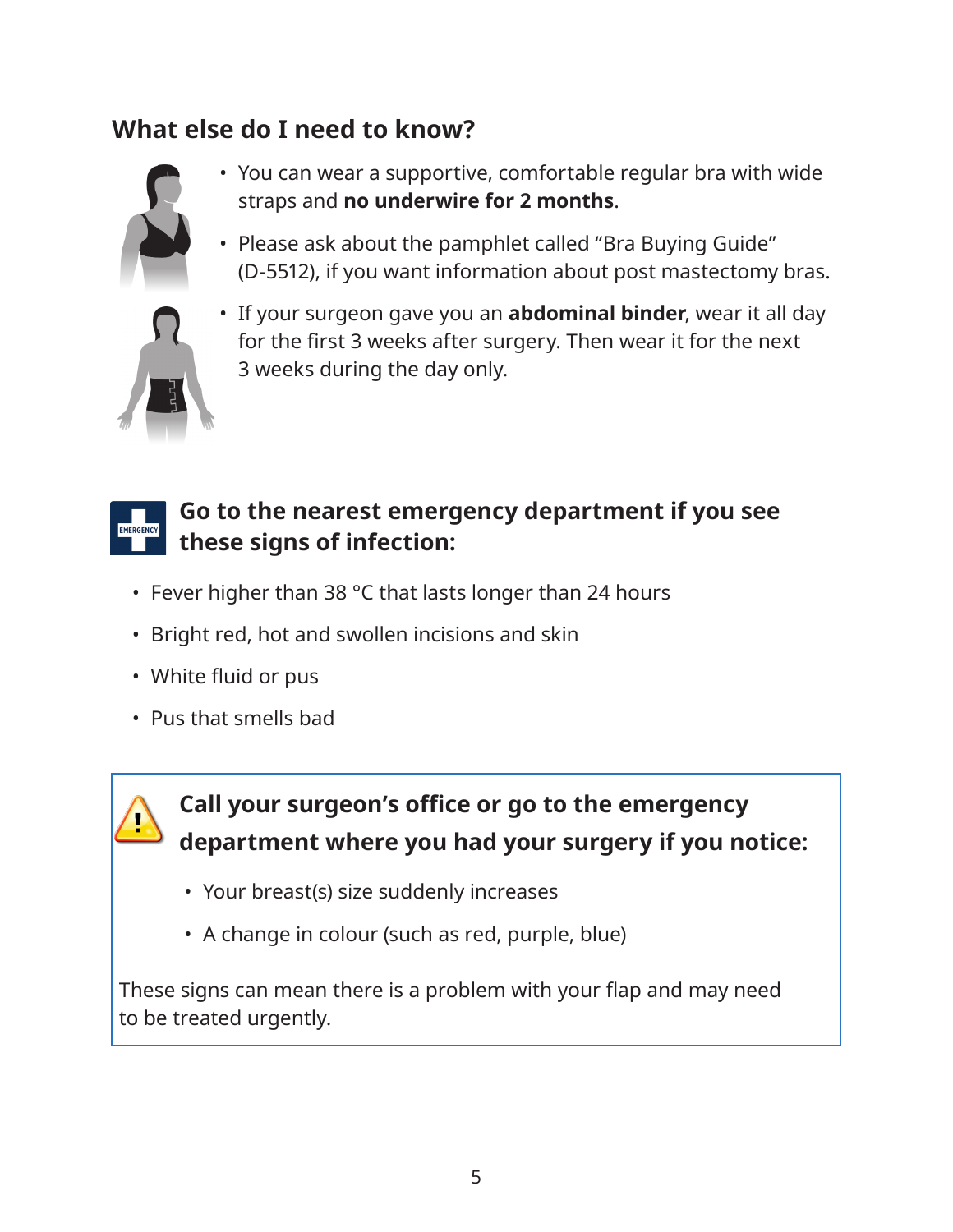## What else do I need to know?

- You can wear a supportive, comfortable regular bra with wide straps and **no underwire for 2 months**.
- Please ask about the pamphlet called "Bra Buying Guide" (D-5512), if you want information about post mastectomy bras.
- If your surgeon gave you an **abdominal binder**, wear it all day for the first 3 weeks after surgery. Then wear it for the next 3 weeks during the day only.

### Go to the nearest emergency department if you see these signs of infection:

- Fever higher than 38 °C that lasts longer than 24 hours
- Bright red, hot and swollen incisions and skin
- White fluid or pus
- Pus that smells bad

### Call your surgeon's office or go to the emergency department where you had your surgery if you notice:

- Your breast(s) size suddenly increases
- A change in colour (such as red, purple, blue)

These signs can mean there is a problem with your flap and may need to be treated urgently.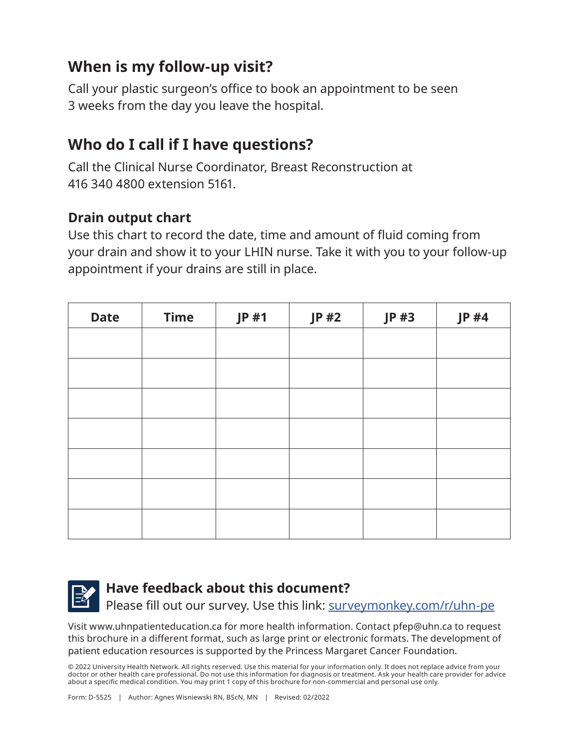## When is my follow-up visit?

Call your plastic surgeon's office to book an appointment to be seen 3 weeks from the day you leave the hospital.

## Who do I call if I have questions?

Call the Clinical Nurse Coordinator, Breast Reconstruction at 416 340 4800 extension 5161.

### Drain output chart

Use this chart to record the date, time and amount of fluid coming from your drain and show it to your LHIN nurse. Take it with you to your follow-up appointment if your drains are still in place.

| Date | Time | JP #1 | JP #2 | JP #3 | JP #4 |
|---|---|---|---|---|---|
| | | | | | |
| | | | | | |
| | | | | | |
| | | | | | |
| | | | | | |
| | | | | | |
| | | | | | |

**Have feedback about this document?**
Please fill out our survey. Use this link: surveymonkey.com/r/uhn-pe

Visit www.uhnpatienteducation.ca for more health information. Contact pfep@uhn.ca to request this brochure in a different format, such as large print or electronic formats. The development of patient education resources is supported by the Princess Margaret Cancer Foundation.

© 2022 University Health Network. All rights reserved. Use this material for your information only. It does not replace advice from your doctor or other health care professional. Do not use this information for diagnosis or treatment. Ask your health care provider for advice about a specific medical condition. You may print 1 copy of this brochure for non-commercial and personal use only.

Form: D-5525 | Author: Agnes Wisniewski RN, BScN, MN | Revised: 02/2022